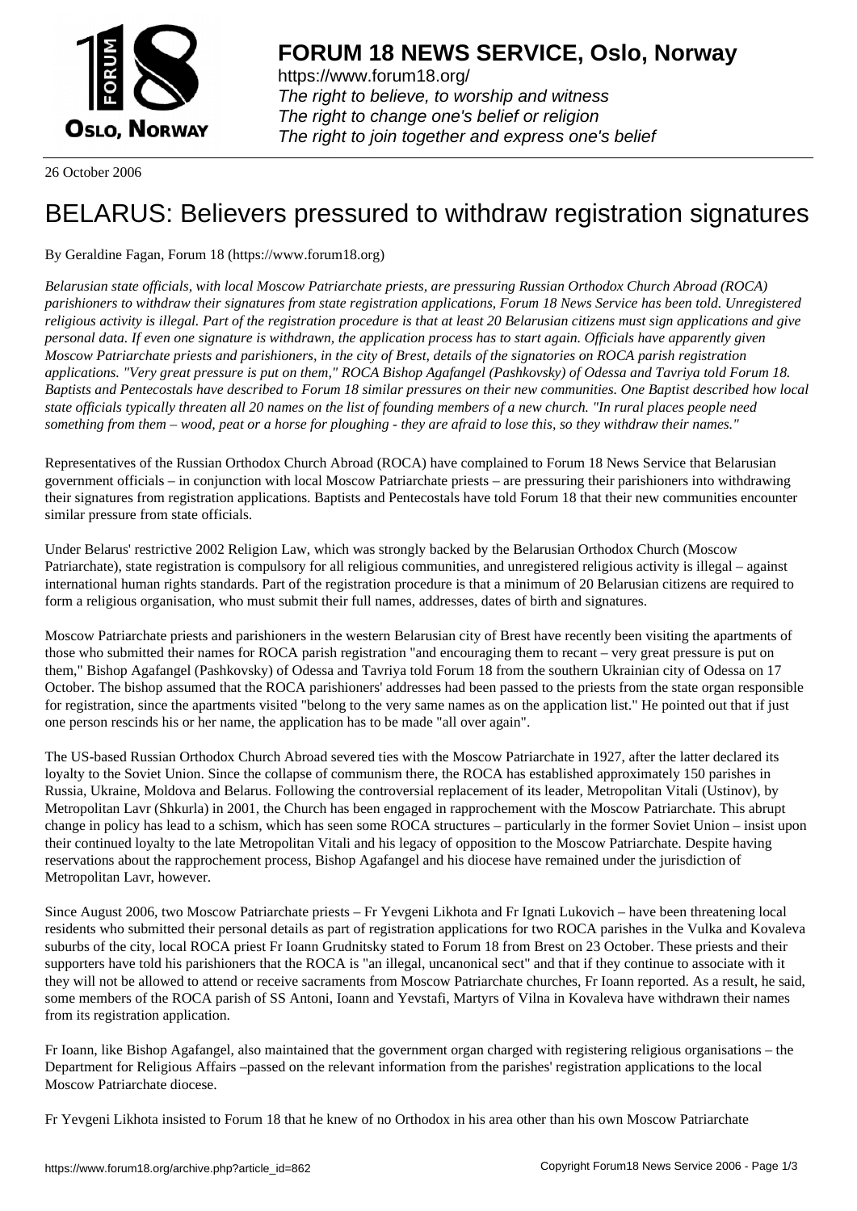# FORUM 18 NEWS SERVICE, Oslo, Norway

https://www.forum18.org/
*The right to believe, to worship and witness*
*The right to change one's belief or religion*
*The right to join together and express one's belief*

26 October 2006

# BELARUS: Believers pressured to withdraw registration signatures

By Geraldine Fagan, Forum 18 (https://www.forum18.org)

*Belarusian state officials, with local Moscow Patriarchate priests, are pressuring Russian Orthodox Church Abroad (ROCA) parishioners to withdraw their signatures from state registration applications, Forum 18 News Service has been told. Unregistered religious activity is illegal. Part of the registration procedure is that at least 20 Belarusian citizens must sign applications and give personal data. If even one signature is withdrawn, the application process has to start again. Officials have apparently given Moscow Patriarchate priests and parishioners, in the city of Brest, details of the signatories on ROCA parish registration applications. "Very great pressure is put on them," ROCA Bishop Agafangel (Pashkovsky) of Odessa and Tavriya told Forum 18. Baptists and Pentecostals have described to Forum 18 similar pressures on their new communities. One Baptist described how local state officials typically threaten all 20 names on the list of founding members of a new church. "In rural places people need something from them – wood, peat or a horse for ploughing - they are afraid to lose this, so they withdraw their names."*

Representatives of the Russian Orthodox Church Abroad (ROCA) have complained to Forum 18 News Service that Belarusian government officials – in conjunction with local Moscow Patriarchate priests – are pressuring their parishioners into withdrawing their signatures from registration applications. Baptists and Pentecostals have told Forum 18 that their new communities encounter similar pressure from state officials.

Under Belarus' restrictive 2002 Religion Law, which was strongly backed by the Belarusian Orthodox Church (Moscow Patriarchate), state registration is compulsory for all religious communities, and unregistered religious activity is illegal – against international human rights standards. Part of the registration procedure is that a minimum of 20 Belarusian citizens are required to form a religious organisation, who must submit their full names, addresses, dates of birth and signatures.

Moscow Patriarchate priests and parishioners in the western Belarusian city of Brest have recently been visiting the apartments of those who submitted their names for ROCA parish registration "and encouraging them to recant – very great pressure is put on them," Bishop Agafangel (Pashkovsky) of Odessa and Tavriya told Forum 18 from the southern Ukrainian city of Odessa on 17 October. The bishop assumed that the ROCA parishioners' addresses had been passed to the priests from the state organ responsible for registration, since the apartments visited "belong to the very same names as on the application list." He pointed out that if just one person rescinds his or her name, the application has to be made "all over again".

The US-based Russian Orthodox Church Abroad severed ties with the Moscow Patriarchate in 1927, after the latter declared its loyalty to the Soviet Union. Since the collapse of communism there, the ROCA has established approximately 150 parishes in Russia, Ukraine, Moldova and Belarus. Following the controversial replacement of its leader, Metropolitan Vitali (Ustinov), by Metropolitan Lavr (Shkurla) in 2001, the Church has been engaged in rapprochement with the Moscow Patriarchate. This abrupt change in policy has lead to a schism, which has seen some ROCA structures – particularly in the former Soviet Union – insist upon their continued loyalty to the late Metropolitan Vitali and his legacy of opposition to the Moscow Patriarchate. Despite having reservations about the rapprochement process, Bishop Agafangel and his diocese have remained under the jurisdiction of Metropolitan Lavr, however.

Since August 2006, two Moscow Patriarchate priests – Fr Yevgeni Likhota and Fr Ignati Lukovich – have been threatening local residents who submitted their personal details as part of registration applications for two ROCA parishes in the Vulka and Kovaleva suburbs of the city, local ROCA priest Fr Ioann Grudnitsky stated to Forum 18 from Brest on 23 October. These priests and their supporters have told his parishioners that the ROCA is "an illegal, uncanonical sect" and that if they continue to associate with it they will not be allowed to attend or receive sacraments from Moscow Patriarchate churches, Fr Ioann reported. As a result, he said, some members of the ROCA parish of SS Antoni, Ioann and Yevstafi, Martyrs of Vilna in Kovaleva have withdrawn their names from its registration application.

Fr Ioann, like Bishop Agafangel, also maintained that the government organ charged with registering religious organisations – the Department for Religious Affairs –passed on the relevant information from the parishes' registration applications to the local Moscow Patriarchate diocese.

Fr Yevgeni Likhota insisted to Forum 18 that he knew of no Orthodox in his area other than his own Moscow Patriarchate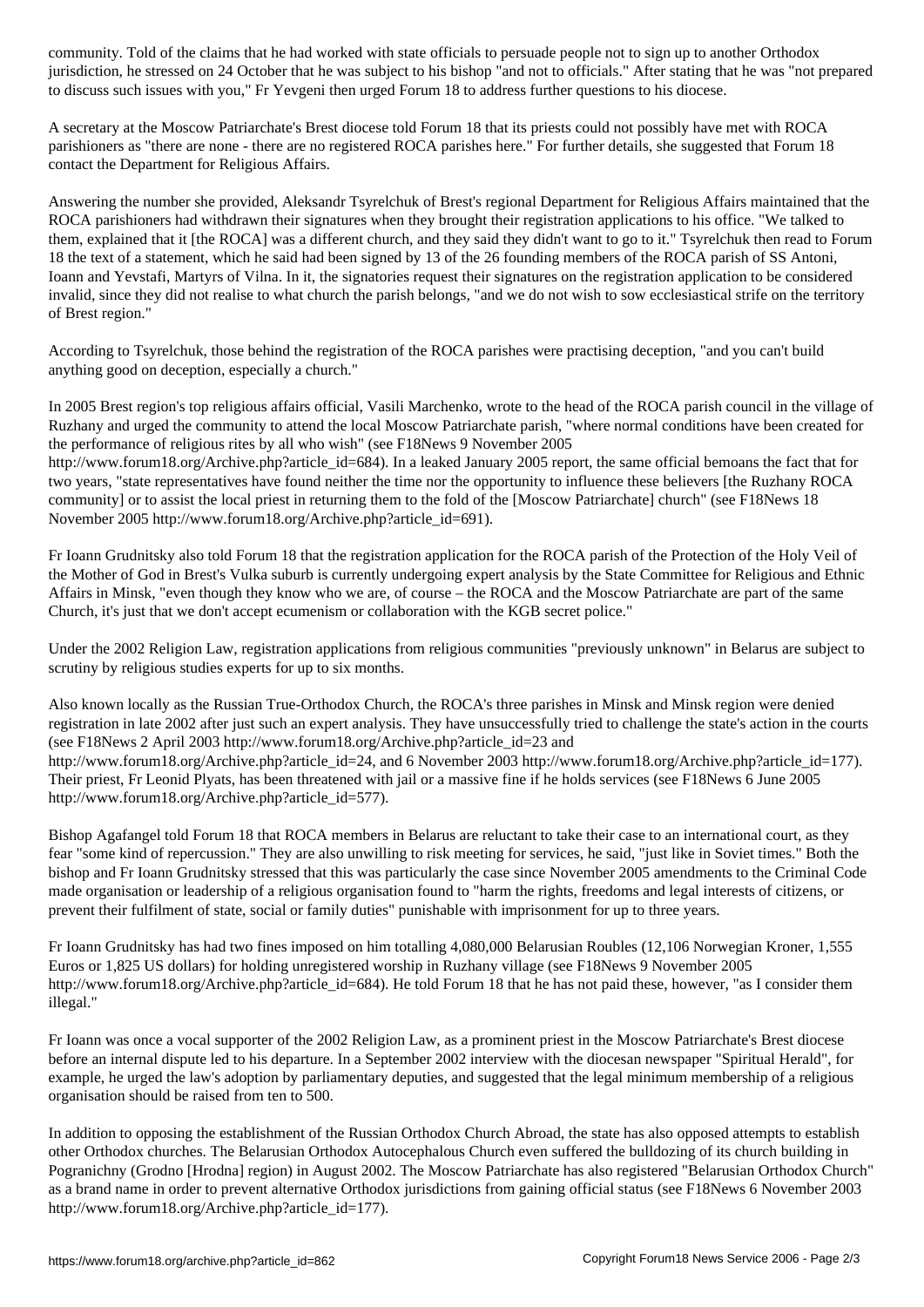community. Told of the claims that he had worked with state officials to persuade people not to sign up to another Orthodox jurisdiction, he stressed on 24 October that he was subject to his bishop "and not to officials." After stating that he was "not prepared to discuss such issues with you," Fr Yevgeni then urged Forum 18 to address further questions to his diocese.

A secretary at the Moscow Patriarchate's Brest diocese told Forum 18 that its priests could not possibly have met with ROCA parishioners as "there are none - there are no registered ROCA parishes here." For further details, she suggested that Forum 18 contact the Department for Religious Affairs.

Answering the number she provided, Aleksandr Tsyrelchuk of Brest's regional Department for Religious Affairs maintained that the ROCA parishioners had withdrawn their signatures when they brought their registration applications to his office. "We talked to them, explained that it [the ROCA] was a different church, and they said they didn't want to go to it." Tsyrelchuk then read to Forum 18 the text of a statement, which he said had been signed by 13 of the 26 founding members of the ROCA parish of SS Antoni, Ioann and Yevstafi, Martyrs of Vilna. In it, the signatories request their signatures on the registration application to be considered invalid, since they did not realise to what church the parish belongs, "and we do not wish to sow ecclesiastical strife on the territory of Brest region."

According to Tsyrelchuk, those behind the registration of the ROCA parishes were practising deception, "and you can't build anything good on deception, especially a church."

In 2005 Brest region's top religious affairs official, Vasili Marchenko, wrote to the head of the ROCA parish council in the village of Ruzhany and urged the community to attend the local Moscow Patriarchate parish, "where normal conditions have been created for the performance of religious rites by all who wish" (see F18News 9 November 2005 http://www.forum18.org/Archive.php?article_id=684). In a leaked January 2005 report, the same official bemoans the fact that for two years, "state representatives have found neither the time nor the opportunity to influence these believers [the Ruzhany ROCA community] or to assist the local priest in returning them to the fold of the [Moscow Patriarchate] church" (see F18News 18 November 2005 http://www.forum18.org/Archive.php?article_id=691).

Fr Ioann Grudnitsky also told Forum 18 that the registration application for the ROCA parish of the Protection of the Holy Veil of the Mother of God in Brest's Vulka suburb is currently undergoing expert analysis by the State Committee for Religious and Ethnic Affairs in Minsk, "even though they know who we are, of course – the ROCA and the Moscow Patriarchate are part of the same Church, it's just that we don't accept ecumenism or collaboration with the KGB secret police."

Under the 2002 Religion Law, registration applications from religious communities "previously unknown" in Belarus are subject to scrutiny by religious studies experts for up to six months.

Also known locally as the Russian True-Orthodox Church, the ROCA's three parishes in Minsk and Minsk region were denied registration in late 2002 after just such an expert analysis. They have unsuccessfully tried to challenge the state's action in the courts (see F18News 2 April 2003 http://www.forum18.org/Archive.php?article_id=23 and http://www.forum18.org/Archive.php?article_id=24, and 6 November 2003 http://www.forum18.org/Archive.php?article_id=177). Their priest, Fr Leonid Plyats, has been threatened with jail or a massive fine if he holds services (see F18News 6 June 2005 http://www.forum18.org/Archive.php?article_id=577).

Bishop Agafangel told Forum 18 that ROCA members in Belarus are reluctant to take their case to an international court, as they fear "some kind of repercussion." They are also unwilling to risk meeting for services, he said, "just like in Soviet times." Both the bishop and Fr Ioann Grudnitsky stressed that this was particularly the case since November 2005 amendments to the Criminal Code made organisation or leadership of a religious organisation found to "harm the rights, freedoms and legal interests of citizens, or prevent their fulfilment of state, social or family duties" punishable with imprisonment for up to three years.

Fr Ioann Grudnitsky has had two fines imposed on him totalling 4,080,000 Belarusian Roubles (12,106 Norwegian Kroner, 1,555 Euros or 1,825 US dollars) for holding unregistered worship in Ruzhany village (see F18News 9 November 2005 http://www.forum18.org/Archive.php?article_id=684). He told Forum 18 that he has not paid these, however, "as I consider them illegal."

Fr Ioann was once a vocal supporter of the 2002 Religion Law, as a prominent priest in the Moscow Patriarchate's Brest diocese before an internal dispute led to his departure. In a September 2002 interview with the diocesan newspaper "Spiritual Herald", for example, he urged the law's adoption by parliamentary deputies, and suggested that the legal minimum membership of a religious organisation should be raised from ten to 500.

In addition to opposing the establishment of the Russian Orthodox Church Abroad, the state has also opposed attempts to establish other Orthodox churches. The Belarusian Orthodox Autocephalous Church even suffered the bulldozing of its church building in Pogranichny (Grodno [Hrodna] region) in August 2002. The Moscow Patriarchate has also registered "Belarusian Orthodox Church" as a brand name in order to prevent alternative Orthodox jurisdictions from gaining official status (see F18News 6 November 2003 http://www.forum18.org/Archive.php?article_id=177).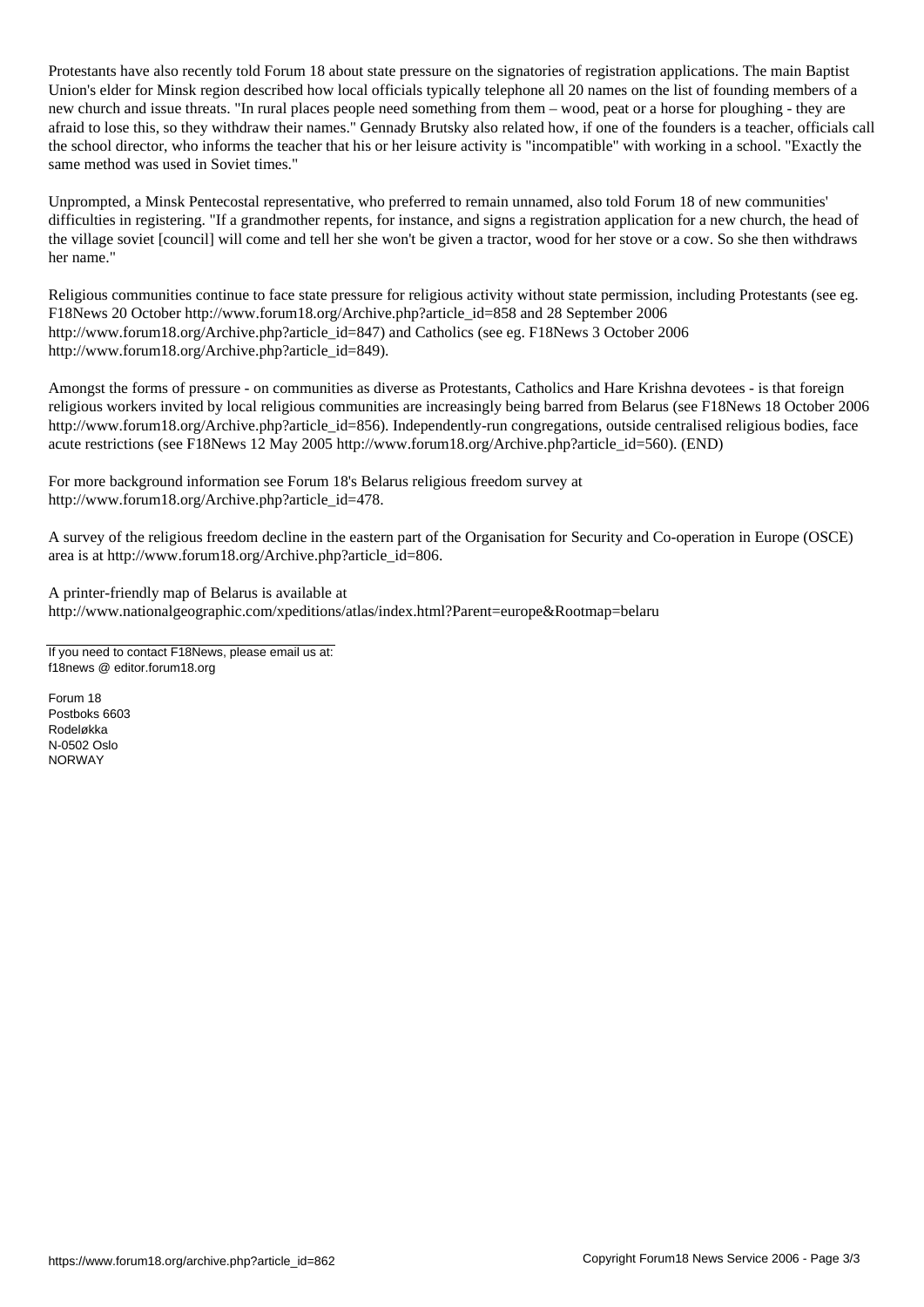Protestants have also recently told Forum 18 about state pressure on the signatories of registration applications. The main Baptist Union's elder for Minsk region described how local officials typically telephone all 20 names on the list of founding members of a new church and issue threats. "In rural places people need something from them – wood, peat or a horse for ploughing - they are afraid to lose this, so they withdraw their names." Gennady Brutsky also related how, if one of the founders is a teacher, officials call the school director, who informs the teacher that his or her leisure activity is "incompatible" with working in a school. "Exactly the same method was used in Soviet times."

Unprompted, a Minsk Pentecostal representative, who preferred to remain unnamed, also told Forum 18 of new communities' difficulties in registering. "If a grandmother repents, for instance, and signs a registration application for a new church, the head of the village soviet [council] will come and tell her she won't be given a tractor, wood for her stove or a cow. So she then withdraws her name."

Religious communities continue to face state pressure for religious activity without state permission, including Protestants (see eg. F18News 20 October http://www.forum18.org/Archive.php?article_id=858 and 28 September 2006 http://www.forum18.org/Archive.php?article_id=847) and Catholics (see eg. F18News 3 October 2006 http://www.forum18.org/Archive.php?article_id=849).

Amongst the forms of pressure - on communities as diverse as Protestants, Catholics and Hare Krishna devotees - is that foreign religious workers invited by local religious communities are increasingly being barred from Belarus (see F18News 18 October 2006 http://www.forum18.org/Archive.php?article_id=856). Independently-run congregations, outside centralised religious bodies, face acute restrictions (see F18News 12 May 2005 http://www.forum18.org/Archive.php?article_id=560). (END)

For more background information see Forum 18's Belarus religious freedom survey at http://www.forum18.org/Archive.php?article_id=478.

A survey of the religious freedom decline in the eastern part of the Organisation for Security and Co-operation in Europe (OSCE) area is at http://www.forum18.org/Archive.php?article_id=806.

A printer-friendly map of Belarus is available at http://www.nationalgeographic.com/xpeditions/atlas/index.html?Parent=europe&Rootmap=belaru

If you need to contact F18News, please email us at:
f18news @ editor.forum18.org

Forum 18
Postboks 6603
Rodeløkka
N-0502 Oslo
NORWAY